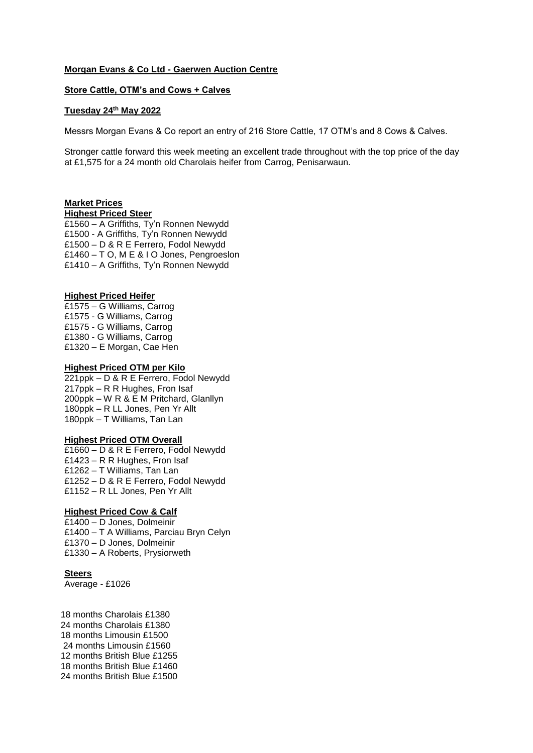**Morgan Evans & Co Ltd - Gaerwen Auction Centre**

**Store Cattle, OTM's and Cows + Calves**

**Tuesday 24th May 2022**

Messrs Morgan Evans & Co report an entry of 216 Store Cattle, 17 OTM's and 8 Cows & Calves.

Stronger cattle forward this week meeting an excellent trade throughout with the top price of the day at £1,575 for a 24 month old Charolais heifer from Carrog, Penisarwaun.

**Market Prices**

**Highest Priced Steer**

£1560 – A Griffiths, Ty'n Ronnen Newydd
£1500 - A Griffiths, Ty'n Ronnen Newydd
£1500 – D & R E Ferrero, Fodol Newydd
£1460 – T O, M E & I O Jones, Pengroeslon
£1410 – A Griffiths, Ty'n Ronnen Newydd

**Highest Priced Heifer**

£1575 – G Williams, Carrog
£1575 - G Williams, Carrog
£1575 - G Williams, Carrog
£1380 - G Williams, Carrog
£1320 – E Morgan, Cae Hen

**Highest Priced OTM per Kilo**

221ppk – D & R E Ferrero, Fodol Newydd
217ppk – R R Hughes, Fron Isaf
200ppk – W R & E M Pritchard, Glanllyn
180ppk – R LL Jones, Pen Yr Allt
180ppk – T Williams, Tan Lan

**Highest Priced OTM Overall**

£1660 – D & R E Ferrero, Fodol Newydd
£1423 – R R Hughes, Fron Isaf
£1262 – T Williams, Tan Lan
£1252 – D & R E Ferrero, Fodol Newydd
£1152 – R LL Jones, Pen Yr Allt

**Highest Priced Cow & Calf**

£1400 – D Jones, Dolmeinir
£1400 – T A Williams, Parciau Bryn Celyn
£1370 – D Jones, Dolmeinir
£1330 – A Roberts, Prysiorweth

**Steers**

Average - £1026

18 months Charolais £1380
24 months Charolais £1380
18 months Limousin £1500
24 months Limousin £1560
12 months British Blue £1255
18 months British Blue £1460
24 months British Blue £1500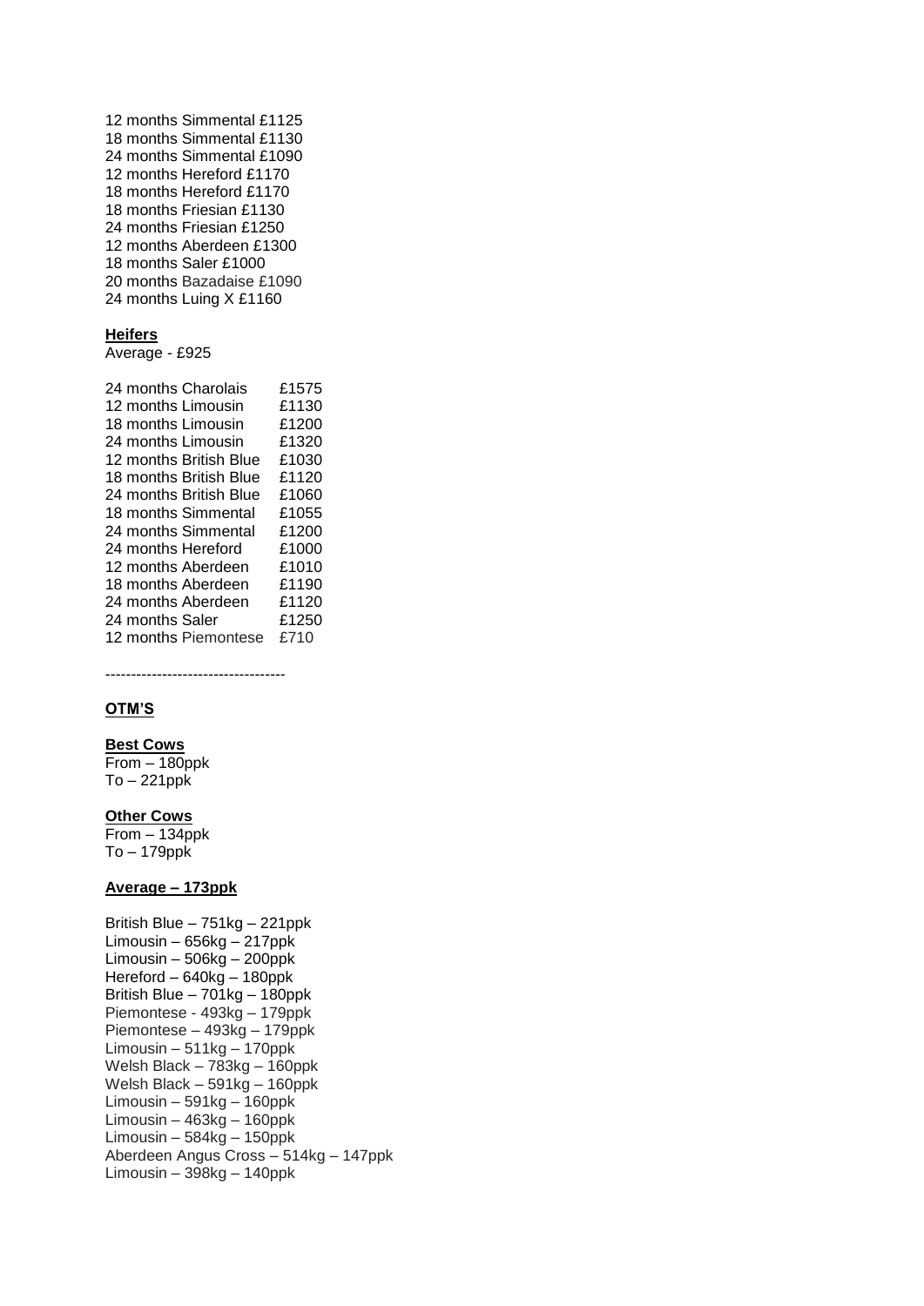12 months Simmental £1125
18 months Simmental £1130
24 months Simmental £1090
12 months Hereford £1170
18 months Hereford £1170
18 months Friesian £1130
24 months Friesian £1250
12 months Aberdeen £1300
18 months Saler £1000
20 months Bazadaise £1090
24 months Luing X £1160

**Heifers**

Average - £925

| | |
|---|---|
| 24 months Charolais | £1575 |
| 12 months Limousin | £1130 |
| 18 months Limousin | £1200 |
| 24 months Limousin | £1320 |
| 12 months British Blue | £1030 |
| 18 months British Blue | £1120 |
| 24 months British Blue | £1060 |
| 18 months Simmental | £1055 |
| 24 months Simmental | £1200 |
| 24 months Hereford | £1000 |
| 12 months Aberdeen | £1010 |
| 18 months Aberdeen | £1190 |
| 24 months Aberdeen | £1120 |
| 24 months Saler | £1250 |
| 12 months Piemontese | £710 |

-----------------------------------

**OTM'S**

**Best Cows**

From – 180ppk
To – 221ppk

**Other Cows**

From – 134ppk
To – 179ppk

**Average – 173ppk**

British Blue – 751kg – 221ppk
Limousin – 656kg – 217ppk
Limousin – 506kg – 200ppk
Hereford – 640kg – 180ppk
British Blue – 701kg – 180ppk
Piemontese - 493kg – 179ppk
Piemontese – 493kg – 179ppk
Limousin – 511kg – 170ppk
Welsh Black – 783kg – 160ppk
Welsh Black – 591kg – 160ppk
Limousin – 591kg – 160ppk
Limousin – 463kg – 160ppk
Limousin – 584kg – 150ppk
Aberdeen Angus Cross – 514kg – 147ppk
Limousin – 398kg – 140ppk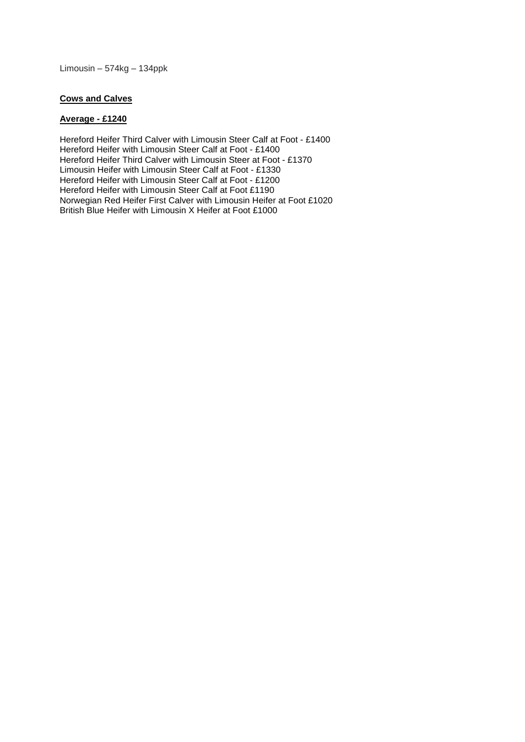Limousin – 574kg – 134ppk

**Cows and Calves**

**Average - £1240**

Hereford Heifer Third Calver with Limousin Steer Calf at Foot - £1400
Hereford Heifer with Limousin Steer Calf at Foot - £1400
Hereford Heifer Third Calver with Limousin Steer at Foot - £1370
Limousin Heifer with Limousin Steer Calf at Foot - £1330
Hereford Heifer with Limousin Steer Calf at Foot - £1200
Hereford Heifer with Limousin Steer Calf at Foot £1190
Norwegian Red Heifer First Calver with Limousin Heifer at Foot £1020
British Blue Heifer with Limousin X Heifer at Foot £1000